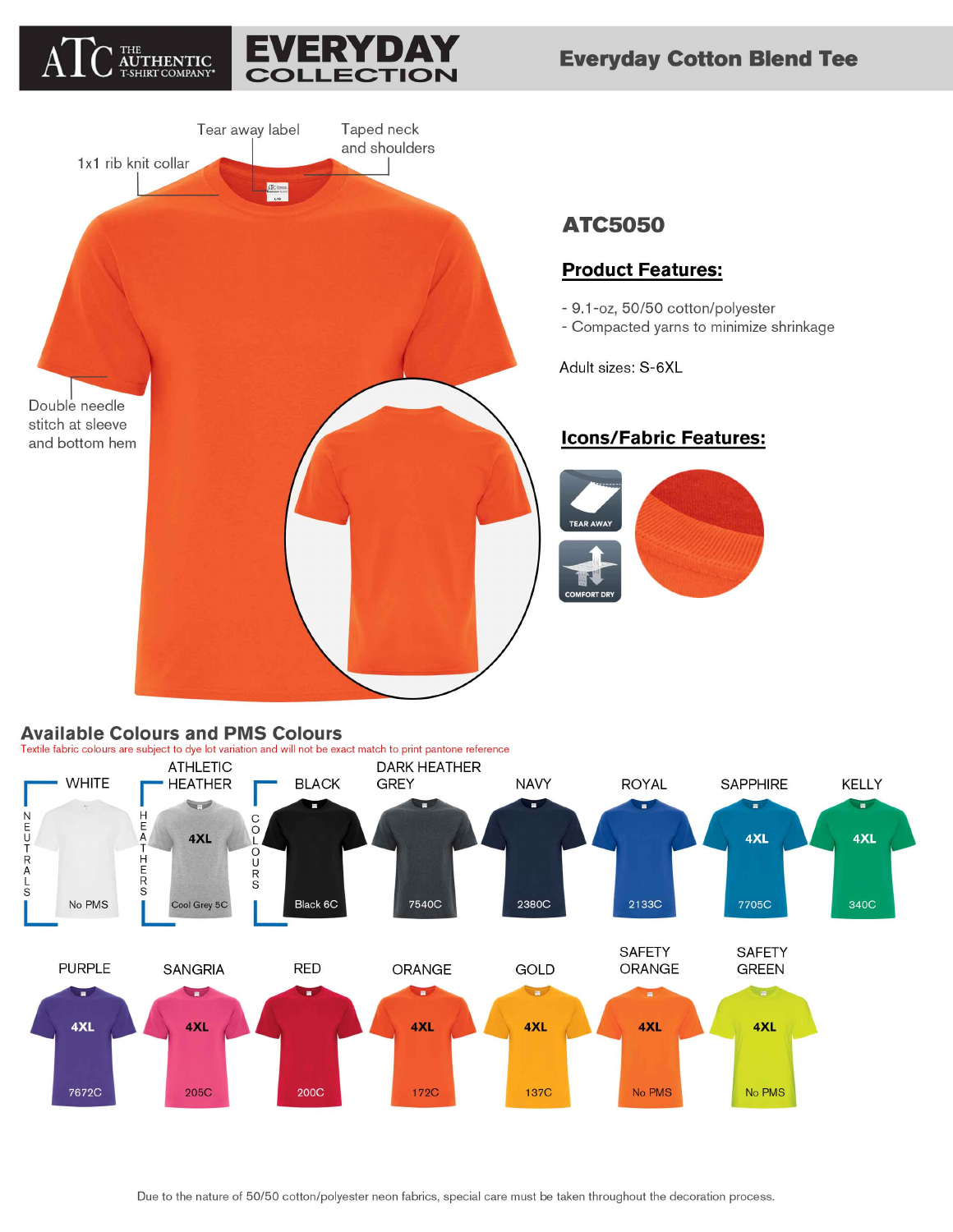# ATC THE AUTHENTIC T-SHIRT COMPANY® — EVERYDAY COLLECTION

## Everyday Cotton Blend Tee

Tear away label

Taped neck and shoulders

1x1 rib knit collar

Double needle stitch at sleeve and bottom hem

## ATC5050

### Product Features:

- 9.1-oz, 50/50 cotton/polyester
- Compacted yarns to minimize shrinkage

Adult sizes: S-6XL

### Icons/Fabric Features:

TEAR AWAY

COMFORT DRY

## Available Colours and PMS Colours

Textile fabric colours are subject to dye lot variation and will not be exact match to print pantone reference

| Group | Colour | PMS | Note |
| --- | --- | --- | --- |
| NEUTRALS | WHITE | No PMS | |
| HEATHERS | ATHLETIC HEATHER | Cool Grey 5C | 4XL |
| COLOURS | BLACK | Black 6C | |
| COLOURS | DARK HEATHER GREY | 7540C | |
| COLOURS | NAVY | 2380C | |
| COLOURS | ROYAL | 2133C | |
| COLOURS | SAPPHIRE | 7705C | 4XL |
| COLOURS | KELLY | 340C | 4XL |
| COLOURS | PURPLE | 7672C | 4XL |
| COLOURS | SANGRIA | 205C | 4XL |
| COLOURS | RED | 200C | |
| COLOURS | ORANGE | 172C | 4XL |
| COLOURS | GOLD | 137C | 4XL |
| COLOURS | SAFETY ORANGE | No PMS | 4XL |
| COLOURS | SAFETY GREEN | No PMS | 4XL |

Due to the nature of 50/50 cotton/polyester neon fabrics, special care must be taken throughout the decoration process.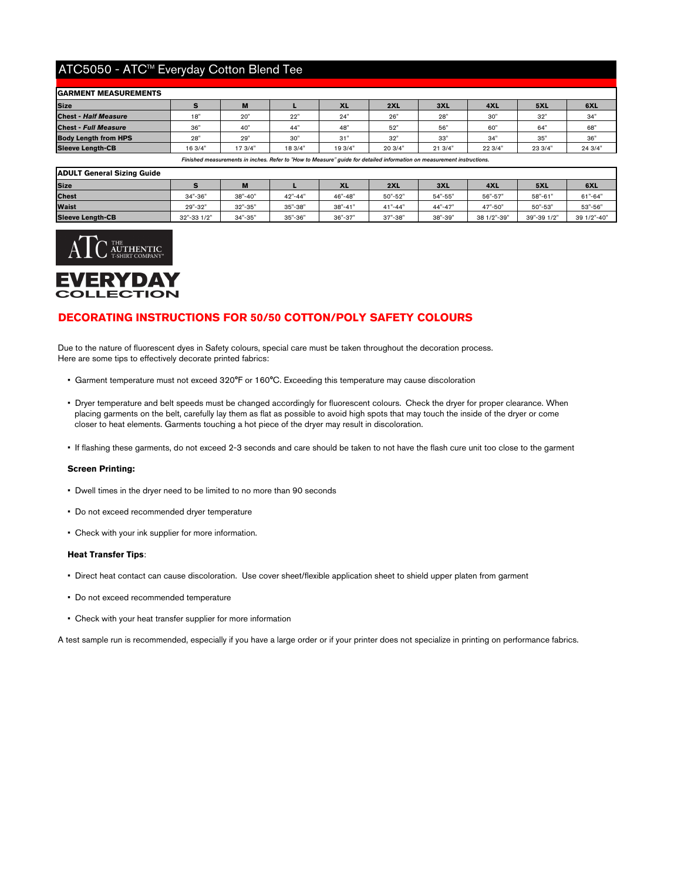# ATC5050 - ATC™ Everyday Cotton Blend Tee

| GARMENT MEASUREMENTS | | | | | | | | | |
|---|---|---|---|---|---|---|---|---|---|
| **Size** | **S** | **M** | **L** | **XL** | **2XL** | **3XL** | **4XL** | **5XL** | **6XL** |
| **Chest - *Half Measure*** | 18" | 20" | 22" | 24" | 26" | 28" | 30" | 32" | 34" |
| **Chest - *Full Measure*** | 36" | 40" | 44" | 48" | 52" | 56" | 60" | 64" | 68" |
| **Body Length from HPS** | 28" | 29" | 30" | 31" | 32" | 33" | 34" | 35" | 36" |
| **Sleeve Length-CB** | 16 3/4" | 17 3/4" | 18 3/4" | 19 3/4" | 20 3/4" | 21 3/4" | 22 3/4" | 23 3/4" | 24 3/4" |

***Finished measurements in inches. Refer to "How to Measure" guide for detailed information on measurement instructions.***

| ADULT General Sizing Guide | | | | | | | | | |
|---|---|---|---|---|---|---|---|---|---|
| **Size** | **S** | **M** | **L** | **XL** | **2XL** | **3XL** | **4XL** | **5XL** | **6XL** |
| **Chest** | 34"-36" | 38"-40" | 42"-44" | 46"-48" | 50"-52" | 54"-55" | 56"-57" | 58"-61" | 61"-64" |
| **Waist** | 29"-32" | 32"-35" | 35"-38" | 38"-41" | 41"-44" | 44"-47" | 47"-50" | 50"-53" | 53"-56" |
| **Sleeve Length-CB** | 32"-33 1/2" | 34"-35" | 35"-36" | 36"-37" | 37"-38" | 38"-39" | 38 1/2"-39" | 39"-39 1/2" | 39 1/2"-40" |

ATC THE AUTHENTIC T-SHIRT COMPANY®

**EVERYDAY COLLECTION**

## DECORATING INSTRUCTIONS FOR 50/50 COTTON/POLY SAFETY COLOURS

Due to the nature of fluorescent dyes in Safety colours, special care must be taken throughout the decoration process.
Here are some tips to effectively decorate printed fabrics:

- Garment temperature must not exceed 320°F or 160°C. Exceeding this temperature may cause discoloration
- Dryer temperature and belt speeds must be changed accordingly for fluorescent colours. Check the dryer for proper clearance. When placing garments on the belt, carefully lay them as flat as possible to avoid high spots that may touch the inside of the dryer or come closer to heat elements. Garments touching a hot piece of the dryer may result in discoloration.
- If flashing these garments, do not exceed 2-3 seconds and care should be taken to not have the flash cure unit too close to the garment

**Screen Printing:**

- Dwell times in the dryer need to be limited to no more than 90 seconds
- Do not exceed recommended dryer temperature
- Check with your ink supplier for more information.

**Heat Transfer Tips**:

- Direct heat contact can cause discoloration. Use cover sheet/flexible application sheet to shield upper platen from garment
- Do not exceed recommended temperature
- Check with your heat transfer supplier for more information

A test sample run is recommended, especially if you have a large order or if your printer does not specialize in printing on performance fabrics.